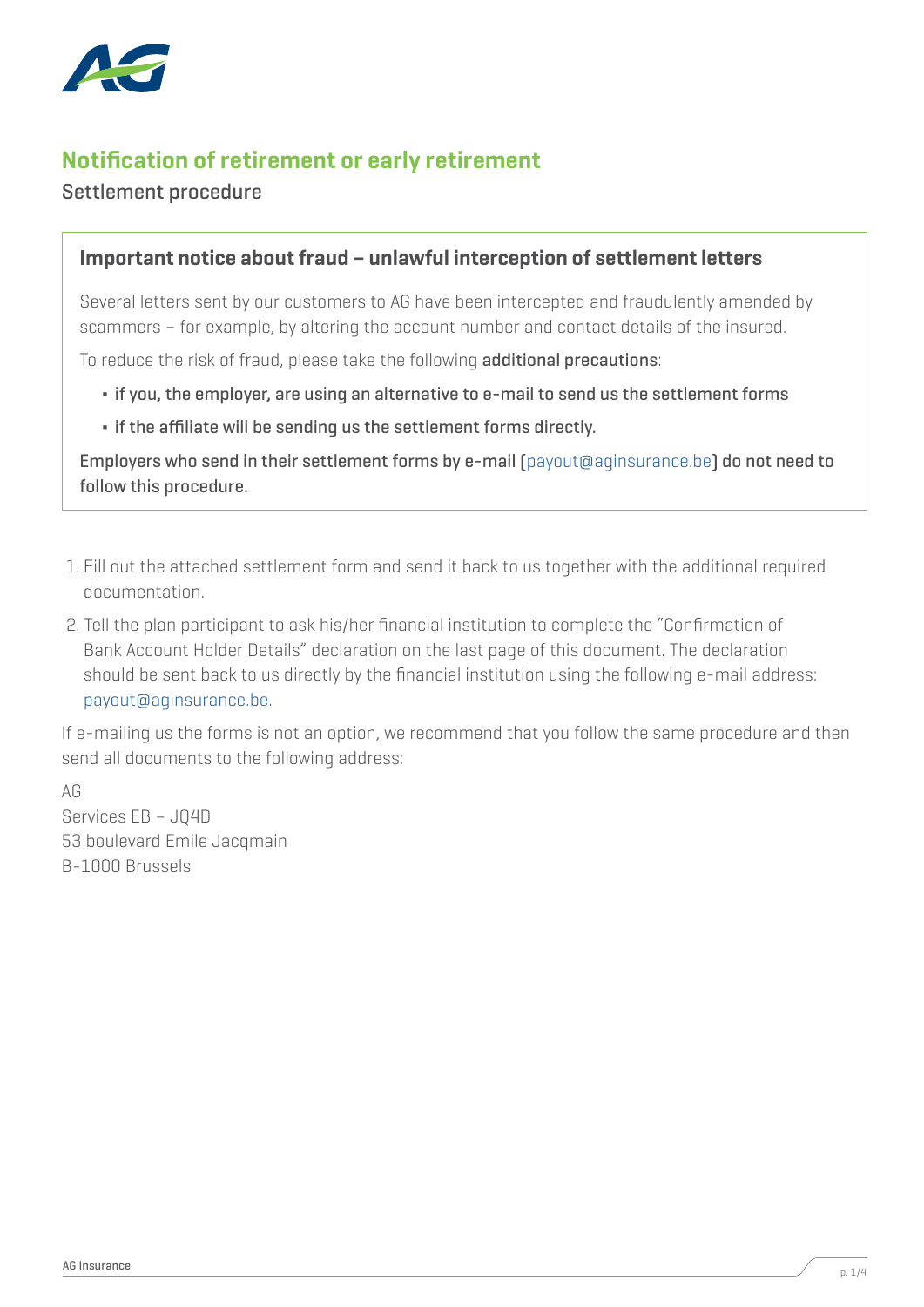# Notification of retirement or early retirement

Settlement procedure

## Important notice about fraud – unlawful interception of settlement letters

Several letters sent by our customers to AG have been intercepted and fraudulently amended by scammers – for example, by altering the account number and contact details of the insured.

To reduce the risk of fraud, please take the following **additional precautions**:

- if you, the employer, are using an alternative to e-mail to send us the settlement forms
- if the affiliate will be sending us the settlement forms directly.

**Employers who send in their settlement forms by e-mail (payout@aginsurance.be) do not need to follow this procedure.**

1. Fill out the attached settlement form and send it back to us together with the additional required documentation.
2. Tell the plan participant to ask his/her financial institution to complete the "Confirmation of Bank Account Holder Details" declaration on the last page of this document. The declaration should be sent back to us directly by the financial institution using the following e-mail address: payout@aginsurance.be.

If e-mailing us the forms is not an option, we recommend that you follow the same procedure and then send all documents to the following address:

AG
Services EB – JQ4D
53 boulevard Emile Jacqmain
B-1000 Brussels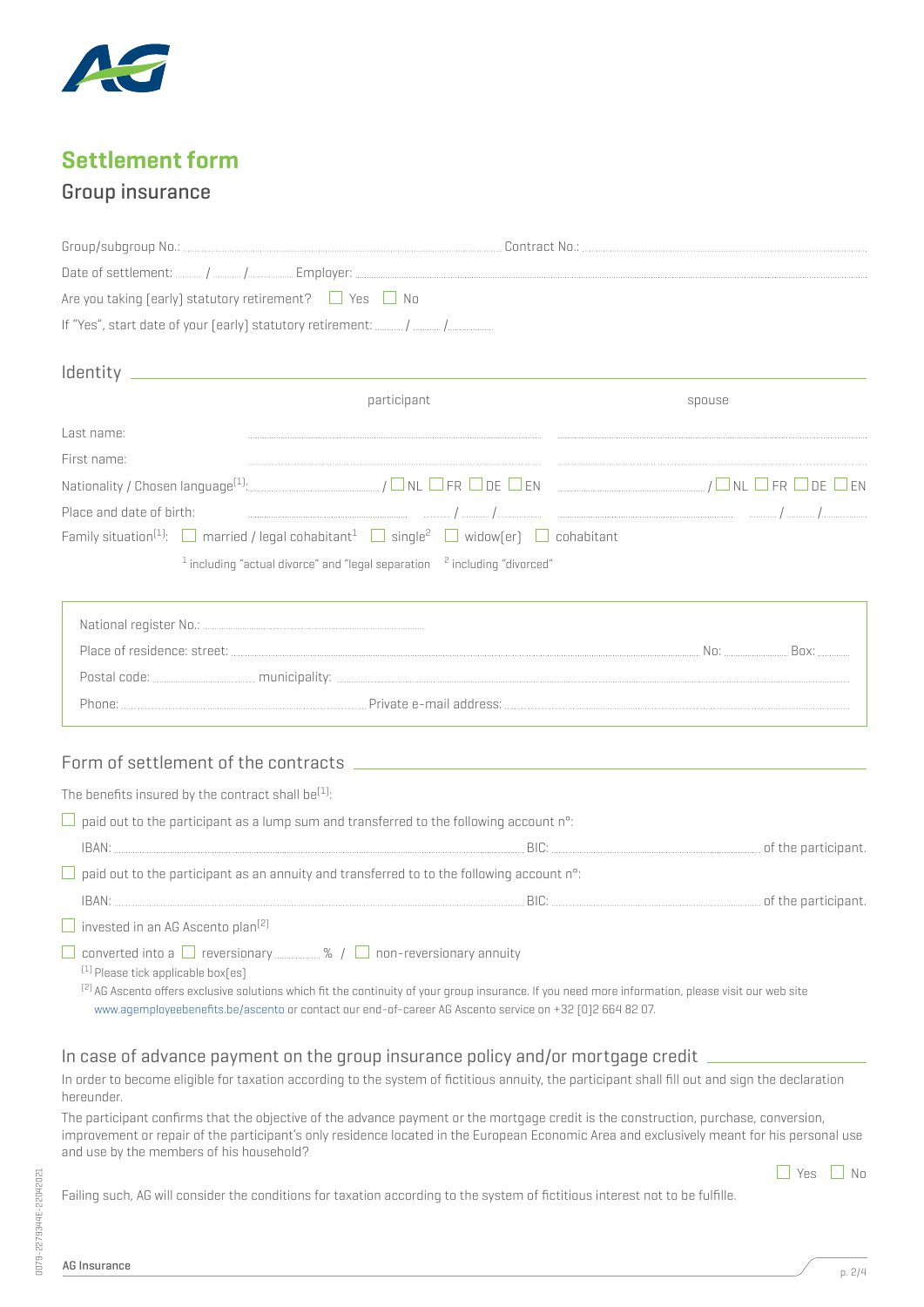# Settlement form

## Group insurance

Group/subgroup No.: .................................................. Contract No.: ..................................................

Date of settlement: ........ / ........ / .............. Employer: ..................................................

Are you taking (early) statutory retirement? ☐ Yes ☐ No

If "Yes", start date of your (early) statutory retirement: ........ / ........ / ..............

### Identity

| | participant | spouse |
|---|---|---|
| Last name: | .................................................. | .................................................. |
| First name: | .................................................. | .................................................. |
| Nationality / Chosen language[1]: | .................................. / ☐ NL ☐ FR ☐ DE ☐ EN | .................................. / ☐ NL ☐ FR ☐ DE ☐ EN |
| Place and date of birth: | .......................... ........ / ........ / .............. | .......................... ........ / ........ / .............. |

Family situation[1]: ☐ married / legal cohabitant[1] ☐ single[2] ☐ widow(er) ☐ cohabitant

[1] including "actual divorce" and "legal separation [2] including "divorced"

National register No.: ..................................................

Place of residence: street: .................................................. No: .............. Box: ........

Postal code: .......................... municipality: ..................................................

Phone: .................................................. Private e-mail address: ..................................................

### Form of settlement of the contracts

The benefits insured by the contract shall be[1]:

☐ paid out to the participant as a lump sum and transferred to the following account n°:

IBAN: .................................................. BIC: .................................................. of the participant.

☐ paid out to the participant as an annuity and transferred to to the following account n°:

IBAN: .................................................. BIC: .................................................. of the participant.

☐ invested in an AG Ascento plan[2]

☐ converted into a ☐ reversionary .............. % / ☐ non-reversionary annuity

[1] Please tick applicable box(es)

[2] AG Ascento offers exclusive solutions which fit the continuity of your group insurance. If you need more information, please visit our web site www.agemployeebenefits.be/ascento or contact our end-of-career AG Ascento service on +32 (0)2 664 82 07.

### In case of advance payment on the group insurance policy and/or mortgage credit

In order to become eligible for taxation according to the system of fictitious annuity, the participant shall fill out and sign the declaration hereunder.

The participant confirms that the objective of the advance payment or the mortgage credit is the construction, purchase, conversion, improvement or repair of the participant's only residence located in the European Economic Area and exclusively meant for his personal use and use by the members of his household?

☐ Yes ☐ No

Failing such, AG will consider the conditions for taxation according to the system of fictitious interest not to be fulfille.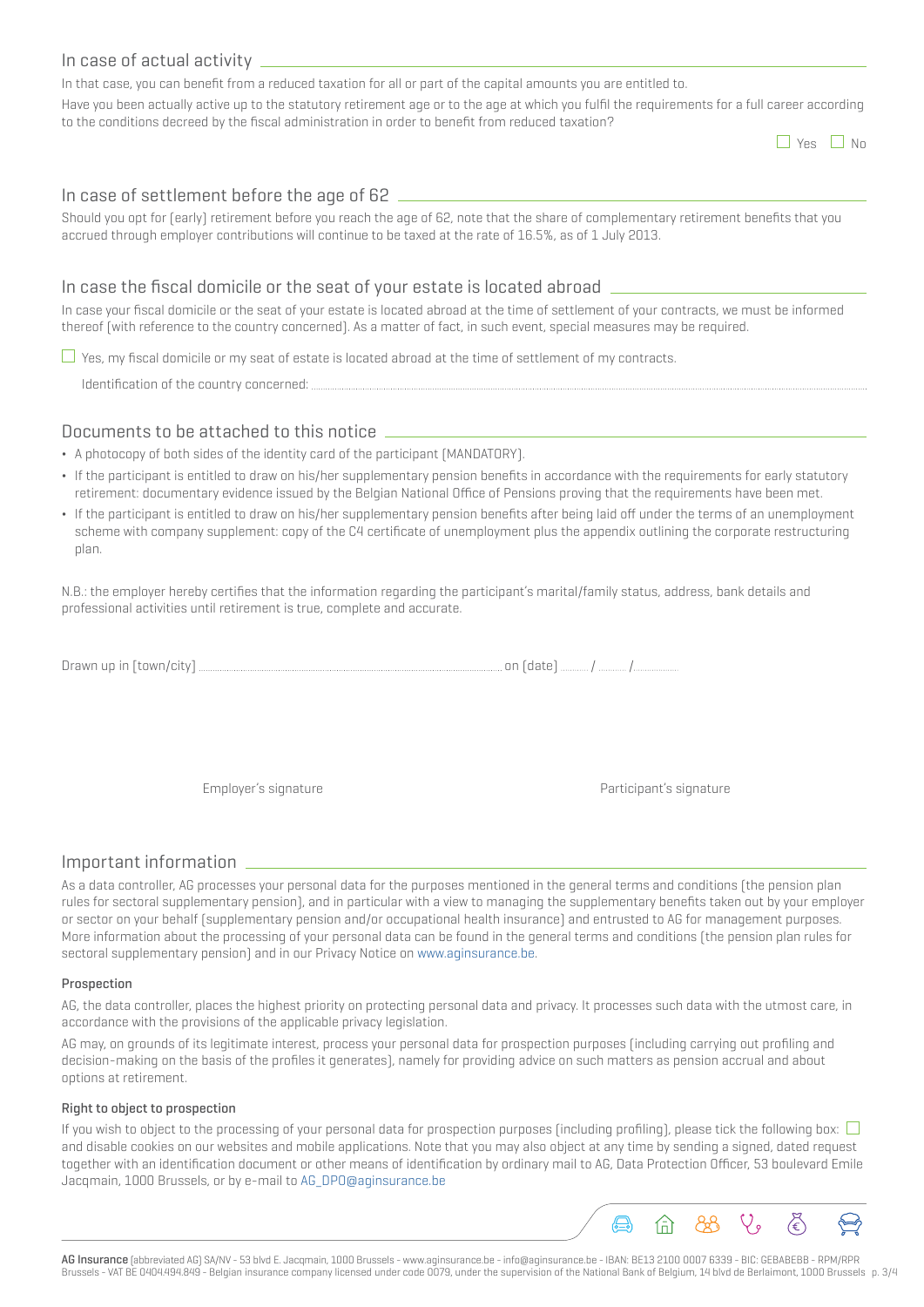## In case of actual activity

In that case, you can benefit from a reduced taxation for all or part of the capital amounts you are entitled to.

Have you been actually active up to the statutory retirement age or to the age at which you fulfil the requirements for a full career according to the conditions decreed by the fiscal administration in order to benefit from reduced taxation?

☐ Yes ☐ No

## In case of settlement before the age of 62

Should you opt for (early) retirement before you reach the age of 62, note that the share of complementary retirement benefits that you accrued through employer contributions will continue to be taxed at the rate of 16.5%, as of 1 July 2013.

## In case the fiscal domicile or the seat of your estate is located abroad

In case your fiscal domicile or the seat of your estate is located abroad at the time of settlement of your contracts, we must be informed thereof (with reference to the country concerned). As a matter of fact, in such event, special measures may be required.

☐ Yes, my fiscal domicile or my seat of estate is located abroad at the time of settlement of my contracts.

Identification of the country concerned: ..............................................................................................

## Documents to be attached to this notice

- A photocopy of both sides of the identity card of the participant (MANDATORY).
- If the participant is entitled to draw on his/her supplementary pension benefits in accordance with the requirements for early statutory retirement: documentary evidence issued by the Belgian National Office of Pensions proving that the requirements have been met.
- If the participant is entitled to draw on his/her supplementary pension benefits after being laid off under the terms of an unemployment scheme with company supplement: copy of the C4 certificate of unemployment plus the appendix outlining the corporate restructuring plan.

N.B.: the employer hereby certifies that the information regarding the participant's marital/family status, address, bank details and professional activities until retirement is true, complete and accurate.

Drawn up in (town/city) .............................................................................. on (date) ......... / ......... /...............

Employer's signature

Participant's signature

## Important information

As a data controller, AG processes your personal data for the purposes mentioned in the general terms and conditions (the pension plan rules for sectoral supplementary pension), and in particular with a view to managing the supplementary benefits taken out by your employer or sector on your behalf (supplementary pension and/or occupational health insurance) and entrusted to AG for management purposes. More information about the processing of your personal data can be found in the general terms and conditions (the pension plan rules for sectoral supplementary pension) and in our Privacy Notice on www.aginsurance.be.

### Prospection

AG, the data controller, places the highest priority on protecting personal data and privacy. It processes such data with the utmost care, in accordance with the provisions of the applicable privacy legislation.

AG may, on grounds of its legitimate interest, process your personal data for prospection purposes (including carrying out profiling and decision-making on the basis of the profiles it generates), namely for providing advice on such matters as pension accrual and about options at retirement.

### Right to object to prospection

If you wish to object to the processing of your personal data for prospection purposes (including profiling), please tick the following box: ☐ and disable cookies on our websites and mobile applications. Note that you may also object at any time by sending a signed, dated request together with an identification document or other means of identification by ordinary mail to AG, Data Protection Officer, 53 boulevard Emile Jacqmain, 1000 Brussels, or by e-mail to AG_DPO@aginsurance.be

**AG Insurance** (abbreviated AG) SA/NV - 53 blvd E. Jacqmain, 1000 Brussels - www.aginsurance.be - info@aginsurance.be - IBAN: BE13 2100 0007 6339 - BIC: GEBABEBB - RPM/RPR Brussels - VAT BE 0404.494.849 - Belgian insurance company licensed under code 0079, under the supervision of the National Bank of Belgium, 14 blvd de Berlaimont, 1000 Brussels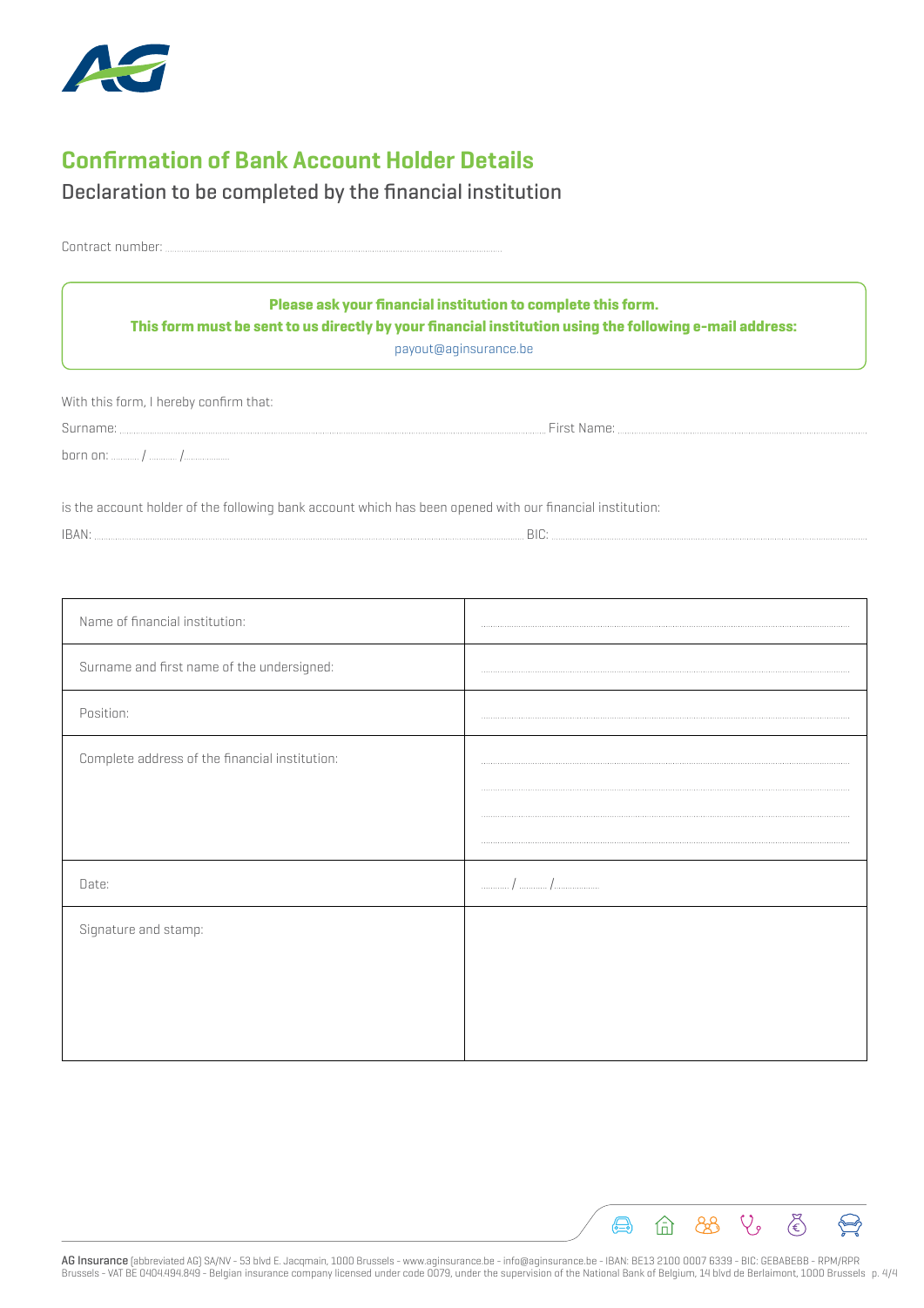# Confirmation of Bank Account Holder Details

## Declaration to be completed by the financial institution

Contract number: ...............................................................................................

**Please ask your financial institution to complete this form.**
**This form must be sent to us directly by your financial institution using the following e-mail address:**
payout@aginsurance.be

With this form, I hereby confirm that:

Surname: ............................................................................................... First Name: ...............................................................................................

born on: ........... / ........... /.................

is the account holder of the following bank account which has been opened with our financial institution:

IBAN: ............................................................................................... BIC: ...............................................................................................

| | |
|---|---|
| Name of financial institution: | ............................................................................................... |
| Surname and first name of the undersigned: | ............................................................................................... |
| Position: | ............................................................................................... |
| Complete address of the financial institution: | ............................................................................................... ............................................................................................... ............................................................................................... ............................................................................................... |
| Date: | ........... / ........... /................. |
| Signature and stamp: | |

**AG Insurance** (abbreviated AG) SA/NV - 53 blvd E. Jacqmain, 1000 Brussels - www.aginsurance.be - info@aginsurance.be - IBAN: BE13 2100 0007 6339 - BIC: GEBABEBB - RPM/RPR Brussels - VAT BE 0404.494.849 - Belgian insurance company licensed under code 0079, under the supervision of the National Bank of Belgium, 14 blvd de Berlaimont, 1000 Brussels